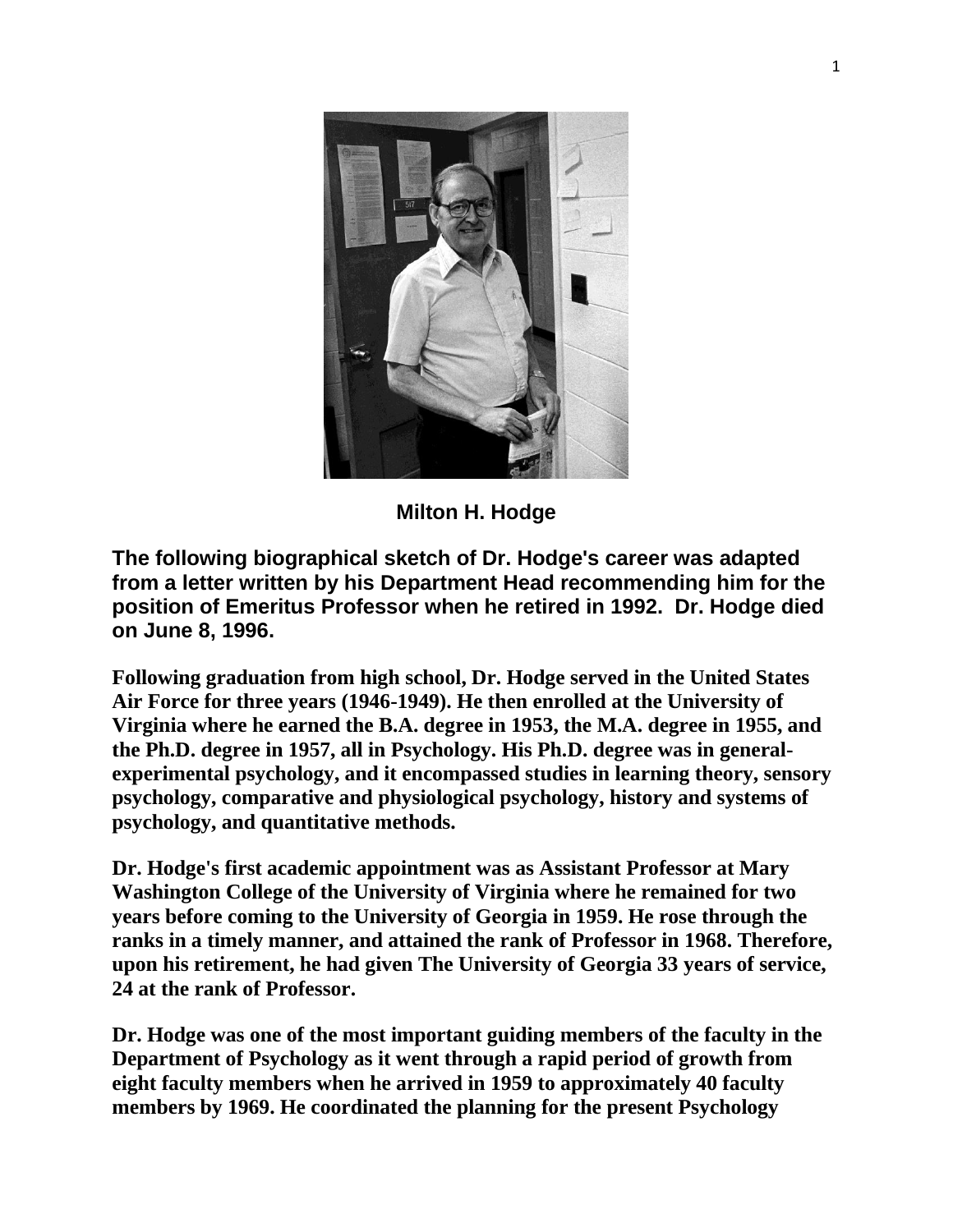**Milton H. Hodge**

**The following biographical sketch of Dr. Hodge's career was adapted from a letter written by his Department Head recommending him for the position of Emeritus Professor when he retired in 1992. Dr. Hodge died on June 8, 1996.**

**Following graduation from high school, Dr. Hodge served in the United States Air Force for three years (1946-1949). He then enrolled at the University of Virginia where he earned the B.A. degree in 1953, the M.A. degree in 1955, and the Ph.D. degree in 1957, all in Psychology. His Ph.D. degree was in general-experimental psychology, and it encompassed studies in learning theory, sensory psychology, comparative and physiological psychology, history and systems of psychology, and quantitative methods.**

**Dr. Hodge's first academic appointment was as Assistant Professor at Mary Washington College of the University of Virginia where he remained for two years before coming to the University of Georgia in 1959. He rose through the ranks in a timely manner, and attained the rank of Professor in 1968. Therefore, upon his retirement, he had given The University of Georgia 33 years of service, 24 at the rank of Professor.**

**Dr. Hodge was one of the most important guiding members of the faculty in the Department of Psychology as it went through a rapid period of growth from eight faculty members when he arrived in 1959 to approximately 40 faculty members by 1969. He coordinated the planning for the present Psychology**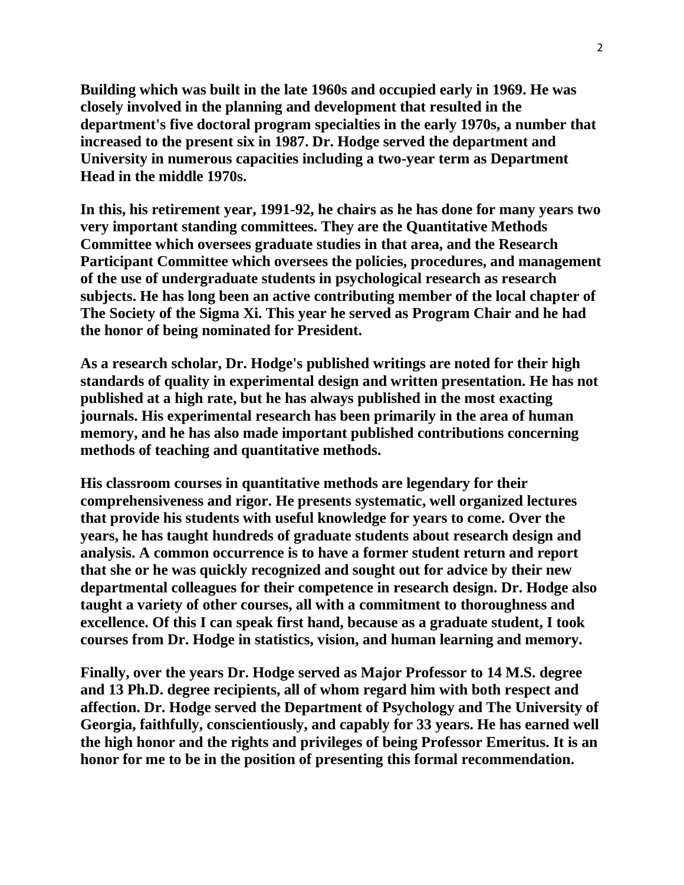**Building which was built in the late 1960s and occupied early in 1969. He was closely involved in the planning and development that resulted in the department's five doctoral program specialties in the early 1970s, a number that increased to the present six in 1987. Dr. Hodge served the department and University in numerous capacities including a two-year term as Department Head in the middle 1970s.**

**In this, his retirement year, 1991-92, he chairs as he has done for many years two very important standing committees. They are the Quantitative Methods Committee which oversees graduate studies in that area, and the Research Participant Committee which oversees the policies, procedures, and management of the use of undergraduate students in psychological research as research subjects. He has long been an active contributing member of the local chapter of The Society of the Sigma Xi. This year he served as Program Chair and he had the honor of being nominated for President.**

**As a research scholar, Dr. Hodge's published writings are noted for their high standards of quality in experimental design and written presentation. He has not published at a high rate, but he has always published in the most exacting journals. His experimental research has been primarily in the area of human memory, and he has also made important published contributions concerning methods of teaching and quantitative methods.**

**His classroom courses in quantitative methods are legendary for their comprehensiveness and rigor. He presents systematic, well organized lectures that provide his students with useful knowledge for years to come. Over the years, he has taught hundreds of graduate students about research design and analysis. A common occurrence is to have a former student return and report that she or he was quickly recognized and sought out for advice by their new departmental colleagues for their competence in research design. Dr. Hodge also taught a variety of other courses, all with a commitment to thoroughness and excellence. Of this I can speak first hand, because as a graduate student, I took courses from Dr. Hodge in statistics, vision, and human learning and memory.**

**Finally, over the years Dr. Hodge served as Major Professor to 14 M.S. degree and 13 Ph.D. degree recipients, all of whom regard him with both respect and affection. Dr. Hodge served the Department of Psychology and The University of Georgia, faithfully, conscientiously, and capably for 33 years. He has earned well the high honor and the rights and privileges of being Professor Emeritus. It is an honor for me to be in the position of presenting this formal recommendation.**